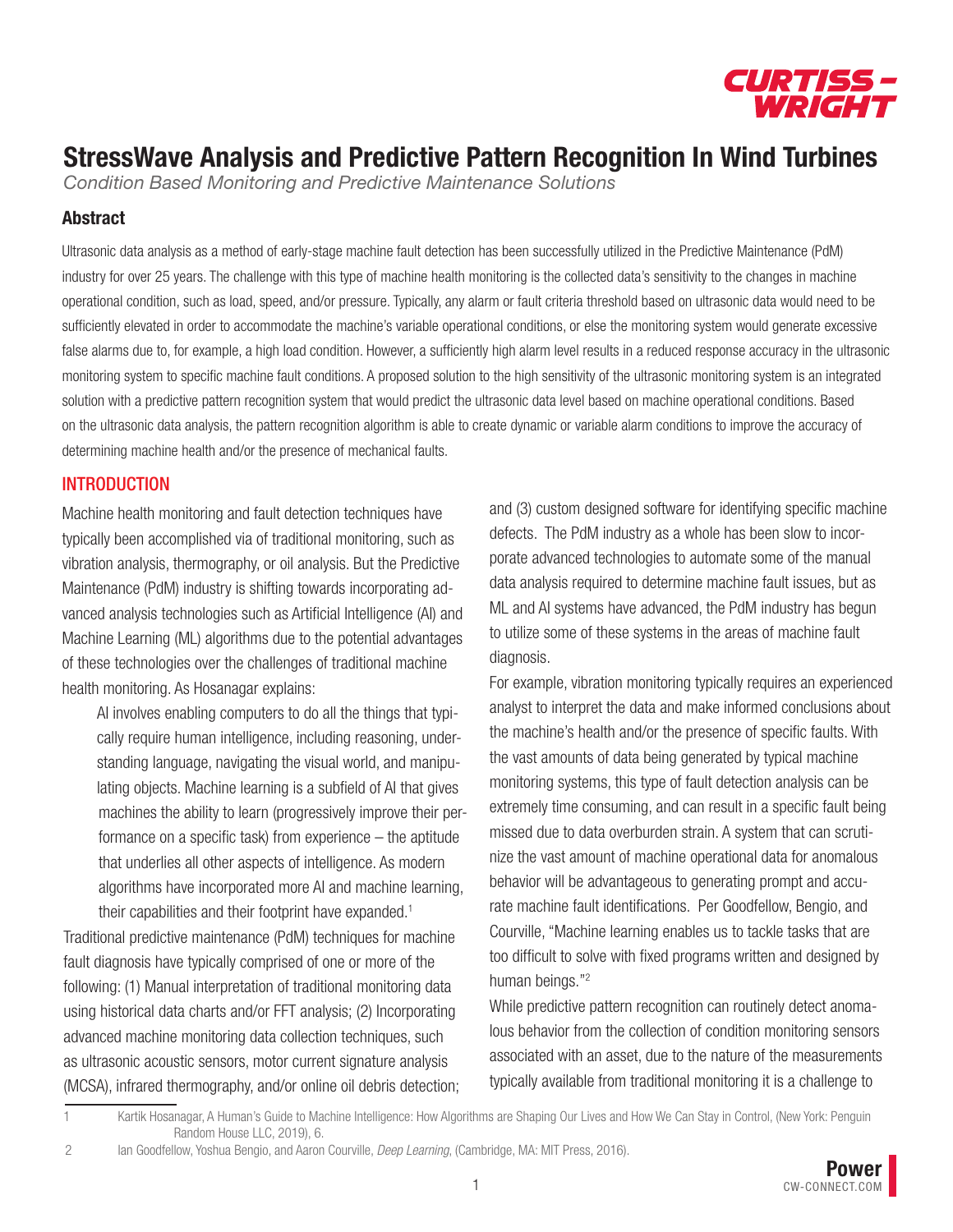# StressWave Analysis and Predictive Pattern Recognition In Wind Turbines

*Condition Based Monitoring and Predictive Maintenance Solutions*

## Abstract

Ultrasonic data analysis as a method of early-stage machine fault detection has been successfully utilized in the Predictive Maintenance (PdM) industry for over 25 years. The challenge with this type of machine health monitoring is the collected data's sensitivity to the changes in machine operational condition, such as load, speed, and/or pressure. Typically, any alarm or fault criteria threshold based on ultrasonic data would need to be sufficiently elevated in order to accommodate the machine's variable operational conditions, or else the monitoring system would generate excessive false alarms due to, for example, a high load condition. However, a sufficiently high alarm level results in a reduced response accuracy in the ultrasonic monitoring system to specific machine fault conditions. A proposed solution to the high sensitivity of the ultrasonic monitoring system is an integrated solution with a predictive pattern recognition system that would predict the ultrasonic data level based on machine operational conditions. Based on the ultrasonic data analysis, the pattern recognition algorithm is able to create dynamic or variable alarm conditions to improve the accuracy of determining machine health and/or the presence of mechanical faults.

## INTRODUCTION

Machine health monitoring and fault detection techniques have typically been accomplished via of traditional monitoring, such as vibration analysis, thermography, or oil analysis. But the Predictive Maintenance (PdM) industry is shifting towards incorporating advanced analysis technologies such as Artificial Intelligence (AI) and Machine Learning (ML) algorithms due to the potential advantages of these technologies over the challenges of traditional machine health monitoring. As Hosanagar explains:

> AI involves enabling computers to do all the things that typically require human intelligence, including reasoning, understanding language, navigating the visual world, and manipulating objects. Machine learning is a subfield of AI that gives machines the ability to learn (progressively improve their performance on a specific task) from experience – the aptitude that underlies all other aspects of intelligence. As modern algorithms have incorporated more AI and machine learning, their capabilities and their footprint have expanded.[1]

Traditional predictive maintenance (PdM) techniques for machine fault diagnosis have typically comprised of one or more of the following: (1) Manual interpretation of traditional monitoring data using historical data charts and/or FFT analysis; (2) Incorporating advanced machine monitoring data collection techniques, such as ultrasonic acoustic sensors, motor current signature analysis (MCSA), infrared thermography, and/or online oil debris detection; and (3) custom designed software for identifying specific machine defects. The PdM industry as a whole has been slow to incorporate advanced technologies to automate some of the manual data analysis required to determine machine fault issues, but as ML and AI systems have advanced, the PdM industry has begun to utilize some of these systems in the areas of machine fault diagnosis.

For example, vibration monitoring typically requires an experienced analyst to interpret the data and make informed conclusions about the machine's health and/or the presence of specific faults. With the vast amounts of data being generated by typical machine monitoring systems, this type of fault detection analysis can be extremely time consuming, and can result in a specific fault being missed due to data overburden strain. A system that can scrutinize the vast amount of machine operational data for anomalous behavior will be advantageous to generating prompt and accurate machine fault identifications. Per Goodfellow, Bengio, and Courville, "Machine learning enables us to tackle tasks that are too difficult to solve with fixed programs written and designed by human beings."[2]

While predictive pattern recognition can routinely detect anomalous behavior from the collection of condition monitoring sensors associated with an asset, due to the nature of the measurements typically available from traditional monitoring it is a challenge to

---

1 Kartik Hosanagar, A Human's Guide to Machine Intelligence: How Algorithms are Shaping Our Lives and How We Can Stay in Control, (New York: Penguin Random House LLC, 2019), 6.

2 Ian Goodfellow, Yoshua Bengio, and Aaron Courville, *Deep Learning*, (Cambridge, MA: MIT Press, 2016).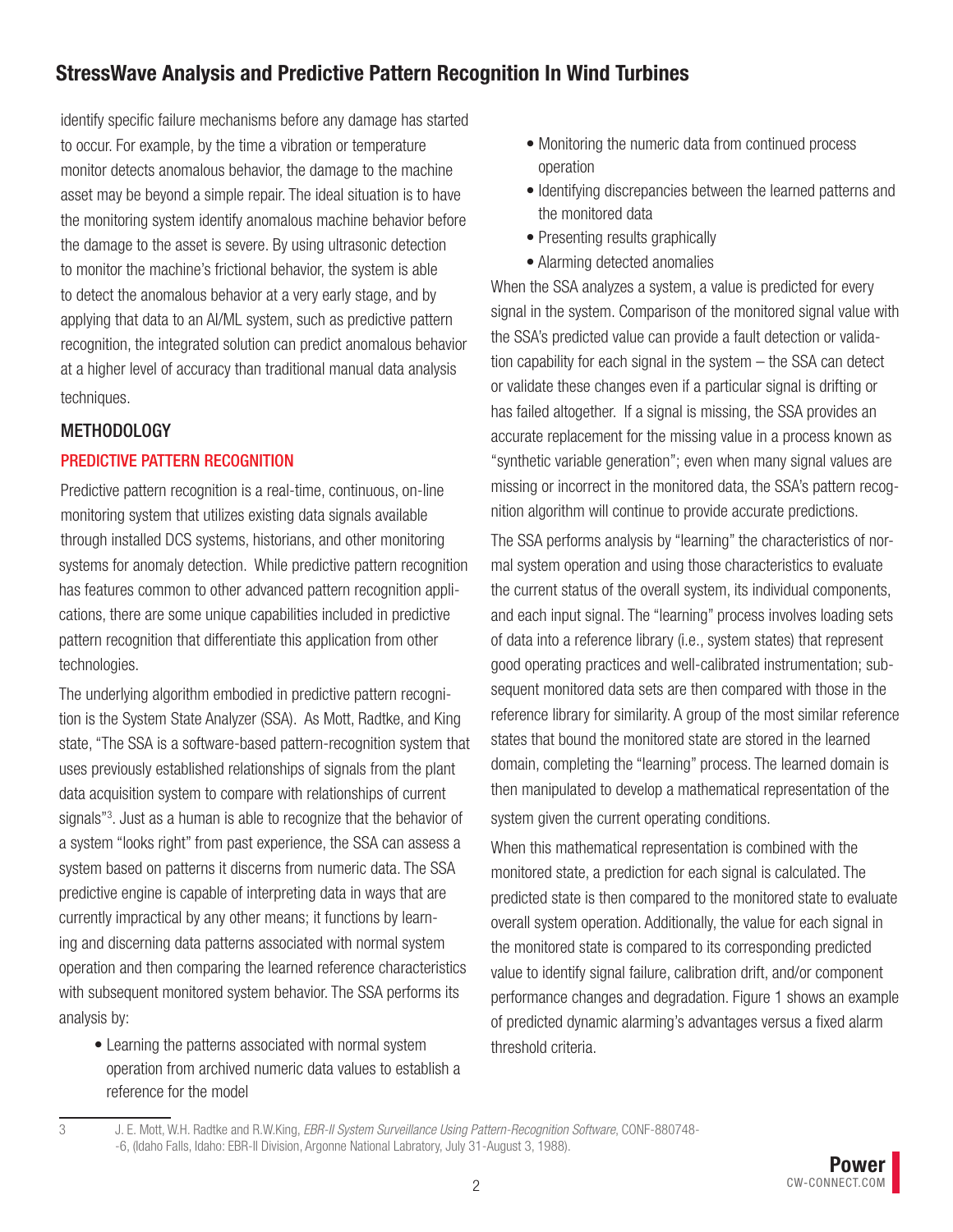identify specific failure mechanisms before any damage has started to occur. For example, by the time a vibration or temperature monitor detects anomalous behavior, the damage to the machine asset may be beyond a simple repair. The ideal situation is to have the monitoring system identify anomalous machine behavior before the damage to the asset is severe. By using ultrasonic detection to monitor the machine's frictional behavior, the system is able to detect the anomalous behavior at a very early stage, and by applying that data to an AI/ML system, such as predictive pattern recognition, the integrated solution can predict anomalous behavior at a higher level of accuracy than traditional manual data analysis techniques.

## METHODOLOGY

### PREDICTIVE PATTERN RECOGNITION

Predictive pattern recognition is a real-time, continuous, on-line monitoring system that utilizes existing data signals available through installed DCS systems, historians, and other monitoring systems for anomaly detection. While predictive pattern recognition has features common to other advanced pattern recognition applications, there are some unique capabilities included in predictive pattern recognition that differentiate this application from other technologies.

The underlying algorithm embodied in predictive pattern recognition is the System State Analyzer (SSA). As Mott, Radtke, and King state, "The SSA is a software-based pattern-recognition system that uses previously established relationships of signals from the plant data acquisition system to compare with relationships of current signals"[3]. Just as a human is able to recognize that the behavior of a system "looks right" from past experience, the SSA can assess a system based on patterns it discerns from numeric data. The SSA predictive engine is capable of interpreting data in ways that are currently impractical by any other means; it functions by learning and discerning data patterns associated with normal system operation and then comparing the learned reference characteristics with subsequent monitored system behavior. The SSA performs its analysis by:

- Learning the patterns associated with normal system operation from archived numeric data values to establish a reference for the model
- Monitoring the numeric data from continued process operation
- Identifying discrepancies between the learned patterns and the monitored data
- Presenting results graphically
- Alarming detected anomalies

When the SSA analyzes a system, a value is predicted for every signal in the system. Comparison of the monitored signal value with the SSA's predicted value can provide a fault detection or validation capability for each signal in the system – the SSA can detect or validate these changes even if a particular signal is drifting or has failed altogether. If a signal is missing, the SSA provides an accurate replacement for the missing value in a process known as "synthetic variable generation"; even when many signal values are missing or incorrect in the monitored data, the SSA's pattern recognition algorithm will continue to provide accurate predictions.

The SSA performs analysis by "learning" the characteristics of normal system operation and using those characteristics to evaluate the current status of the overall system, its individual components, and each input signal. The "learning" process involves loading sets of data into a reference library (i.e., system states) that represent good operating practices and well-calibrated instrumentation; subsequent monitored data sets are then compared with those in the reference library for similarity. A group of the most similar reference states that bound the monitored state are stored in the learned domain, completing the "learning" process. The learned domain is then manipulated to develop a mathematical representation of the system given the current operating conditions.

When this mathematical representation is combined with the monitored state, a prediction for each signal is calculated. The predicted state is then compared to the monitored state to evaluate overall system operation. Additionally, the value for each signal in the monitored state is compared to its corresponding predicted value to identify signal failure, calibration drift, and/or component performance changes and degradation. Figure 1 shows an example of predicted dynamic alarming's advantages versus a fixed alarm threshold criteria.

---

[3] J. E. Mott, W.H. Radtke and R.W.King, *EBR-II System Surveillance Using Pattern-Recognition Software*, CONF-880748--6, (Idaho Falls, Idaho: EBR-II Division, Argonne National Labratory, July 31-August 3, 1988).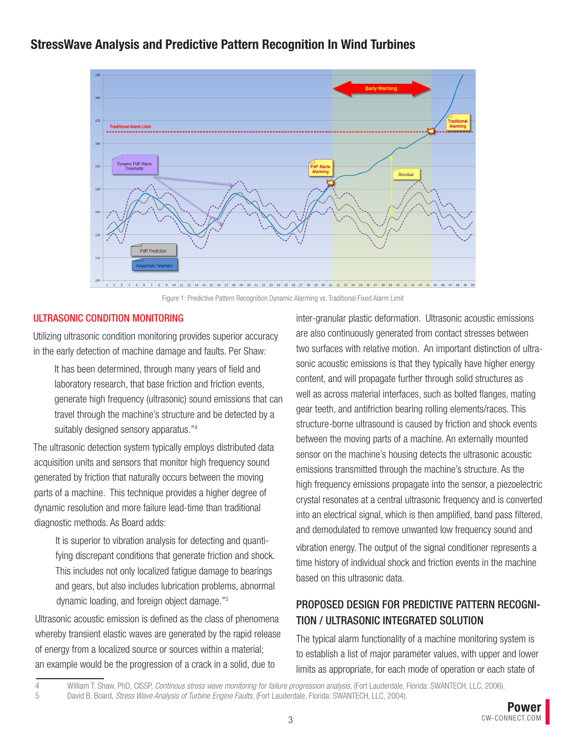## StressWave Analysis and Predictive Pattern Recognition In Wind Turbines

Figure 1: Predictive Pattern Recognition Dynamic Alarming vs. Traditional Fixed Alarm Limit

### ULTRASONIC CONDITION MONITORING

Utilizing ultrasonic condition monitoring provides superior accuracy in the early detection of machine damage and faults. Per Shaw:

> It has been determined, through many years of field and laboratory research, that base friction and friction events, generate high frequency (ultrasonic) sound emissions that can travel through the machine's structure and be detected by a suitably designed sensory apparatus."[4]

The ultrasonic detection system typically employs distributed data acquisition units and sensors that monitor high frequency sound generated by friction that naturally occurs between the moving parts of a machine. This technique provides a higher degree of dynamic resolution and more failure lead-time than traditional diagnostic methods. As Board adds:

> It is superior to vibration analysis for detecting and quantifying discrepant conditions that generate friction and shock. This includes not only localized fatigue damage to bearings and gears, but also includes lubrication problems, abnormal dynamic loading, and foreign object damage."[5]

Ultrasonic acoustic emission is defined as the class of phenomena whereby transient elastic waves are generated by the rapid release of energy from a localized source or sources within a material; an example would be the progression of a crack in a solid, due to inter-granular plastic deformation. Ultrasonic acoustic emissions are also continuously generated from contact stresses between two surfaces with relative motion. An important distinction of ultrasonic acoustic emissions is that they typically have higher energy content, and will propagate further through solid structures as well as across material interfaces, such as bolted flanges, mating gear teeth, and antifriction bearing rolling elements/races. This structure-borne ultrasound is caused by friction and shock events between the moving parts of a machine. An externally mounted sensor on the machine's housing detects the ultrasonic acoustic emissions transmitted through the machine's structure. As the high frequency emissions propagate into the sensor, a piezoelectric crystal resonates at a central ultrasonic frequency and is converted into an electrical signal, which is then amplified, band pass filtered, and demodulated to remove unwanted low frequency sound and vibration energy. The output of the signal conditioner represents a time history of individual shock and friction events in the machine based on this ultrasonic data.

### PROPOSED DESIGN FOR PREDICTIVE PATTERN RECOGNITION / ULTRASONIC INTEGRATED SOLUTION

The typical alarm functionality of a machine monitoring system is to establish a list of major parameter values, with upper and lower limits as appropriate, for each mode of operation or each state of

---

4 William T. Shaw, PhD, CISSP, *Continous stress wave monitoring for failure progression analysis*, (Fort Lauderdale, Florida: SWANTECH, LLC, 2006).

5 David B. Board, *Stress Wave Analysis of Turbine Engine Faults*, (Fort Lauderdale, Florida: SWANTECH, LLC, 2004).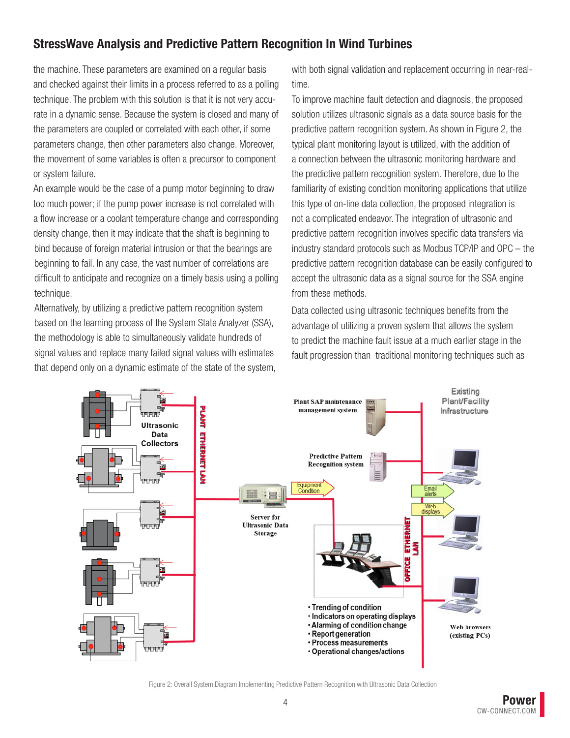the machine. These parameters are examined on a regular basis and checked against their limits in a process referred to as a polling technique. The problem with this solution is that it is not very accurate in a dynamic sense. Because the system is closed and many of the parameters are coupled or correlated with each other, if some parameters change, then other parameters also change. Moreover, the movement of some variables is often a precursor to component or system failure.

An example would be the case of a pump motor beginning to draw too much power; if the pump power increase is not correlated with a flow increase or a coolant temperature change and corresponding density change, then it may indicate that the shaft is beginning to bind because of foreign material intrusion or that the bearings are beginning to fail. In any case, the vast number of correlations are difficult to anticipate and recognize on a timely basis using a polling technique.

Alternatively, by utilizing a predictive pattern recognition system based on the learning process of the System State Analyzer (SSA), the methodology is able to simultaneously validate hundreds of signal values and replace many failed signal values with estimates that depend only on a dynamic estimate of the state of the system, with both signal validation and replacement occurring in near-real-time.

To improve machine fault detection and diagnosis, the proposed solution utilizes ultrasonic signals as a data source basis for the predictive pattern recognition system. As shown in Figure 2, the typical plant monitoring layout is utilized, with the addition of a connection between the ultrasonic monitoring hardware and the predictive pattern recognition system. Therefore, due to the familiarity of existing condition monitoring applications that utilize this type of on-line data collection, the proposed integration is not a complicated endeavor. The integration of ultrasonic and predictive pattern recognition involves specific data transfers via industry standard protocols such as Modbus TCP/IP and OPC – the predictive pattern recognition database can be easily configured to accept the ultrasonic data as a signal source for the SSA engine from these methods.

Data collected using ultrasonic techniques benefits from the advantage of utilizing a proven system that allows the system to predict the machine fault issue at a much earlier stage in the fault progression than traditional monitoring techniques such as

Figure 2: Overall System Diagram Implementing Predictive Pattern Recognition with Ultrasonic Data Collection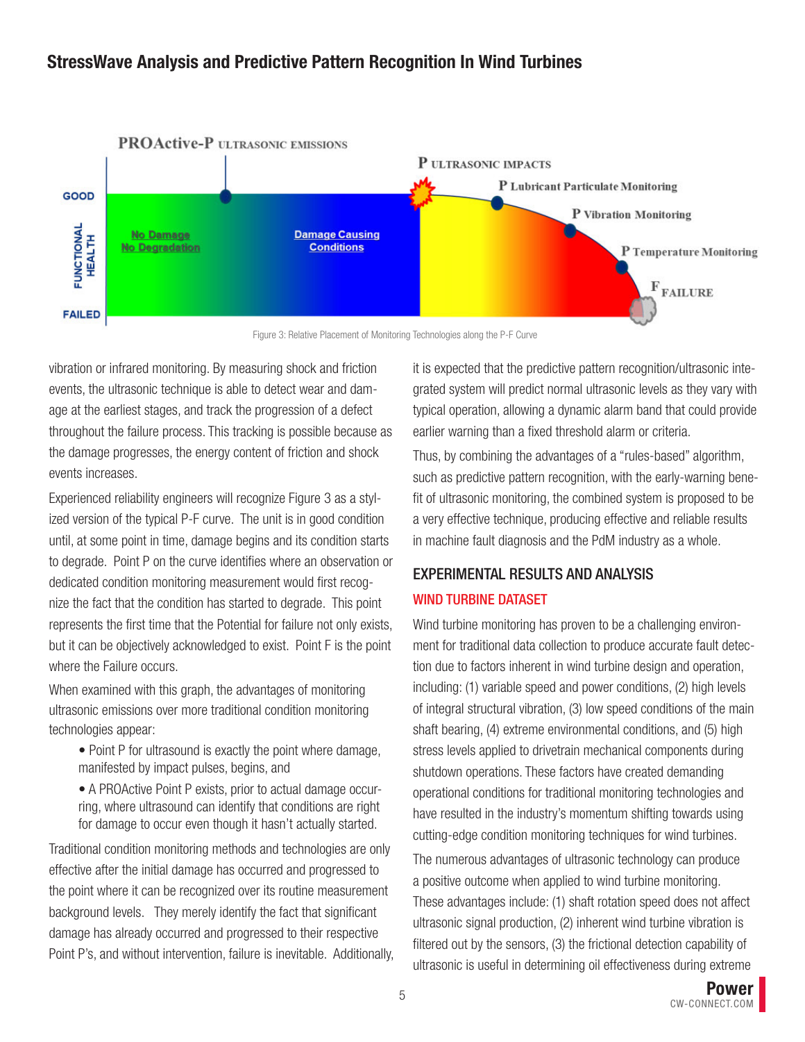Figure 3: Relative Placement of Monitoring Technologies along the P-F Curve

vibration or infrared monitoring. By measuring shock and friction events, the ultrasonic technique is able to detect wear and damage at the earliest stages, and track the progression of a defect throughout the failure process. This tracking is possible because as the damage progresses, the energy content of friction and shock events increases.

Experienced reliability engineers will recognize Figure 3 as a stylized version of the typical P-F curve. The unit is in good condition until, at some point in time, damage begins and its condition starts to degrade. Point P on the curve identifies where an observation or dedicated condition monitoring measurement would first recognize the fact that the condition has started to degrade. This point represents the first time that the Potential for failure not only exists, but it can be objectively acknowledged to exist. Point F is the point where the Failure occurs.

When examined with this graph, the advantages of monitoring ultrasonic emissions over more traditional condition monitoring technologies appear:

- Point P for ultrasound is exactly the point where damage, manifested by impact pulses, begins, and
- A PROActive Point P exists, prior to actual damage occurring, where ultrasound can identify that conditions are right for damage to occur even though it hasn't actually started.

Traditional condition monitoring methods and technologies are only effective after the initial damage has occurred and progressed to the point where it can be recognized over its routine measurement background levels. They merely identify the fact that significant damage has already occurred and progressed to their respective Point P's, and without intervention, failure is inevitable. Additionally, it is expected that the predictive pattern recognition/ultrasonic integrated system will predict normal ultrasonic levels as they vary with typical operation, allowing a dynamic alarm band that could provide earlier warning than a fixed threshold alarm or criteria.

Thus, by combining the advantages of a "rules-based" algorithm, such as predictive pattern recognition, with the early-warning benefit of ultrasonic monitoring, the combined system is proposed to be a very effective technique, producing effective and reliable results in machine fault diagnosis and the PdM industry as a whole.

## EXPERIMENTAL RESULTS AND ANALYSIS

### WIND TURBINE DATASET

Wind turbine monitoring has proven to be a challenging environment for traditional data collection to produce accurate fault detection due to factors inherent in wind turbine design and operation, including: (1) variable speed and power conditions, (2) high levels of integral structural vibration, (3) low speed conditions of the main shaft bearing, (4) extreme environmental conditions, and (5) high stress levels applied to drivetrain mechanical components during shutdown operations. These factors have created demanding operational conditions for traditional monitoring technologies and have resulted in the industry's momentum shifting towards using cutting-edge condition monitoring techniques for wind turbines.

The numerous advantages of ultrasonic technology can produce a positive outcome when applied to wind turbine monitoring. These advantages include: (1) shaft rotation speed does not affect ultrasonic signal production, (2) inherent wind turbine vibration is filtered out by the sensors, (3) the frictional detection capability of ultrasonic is useful in determining oil effectiveness during extreme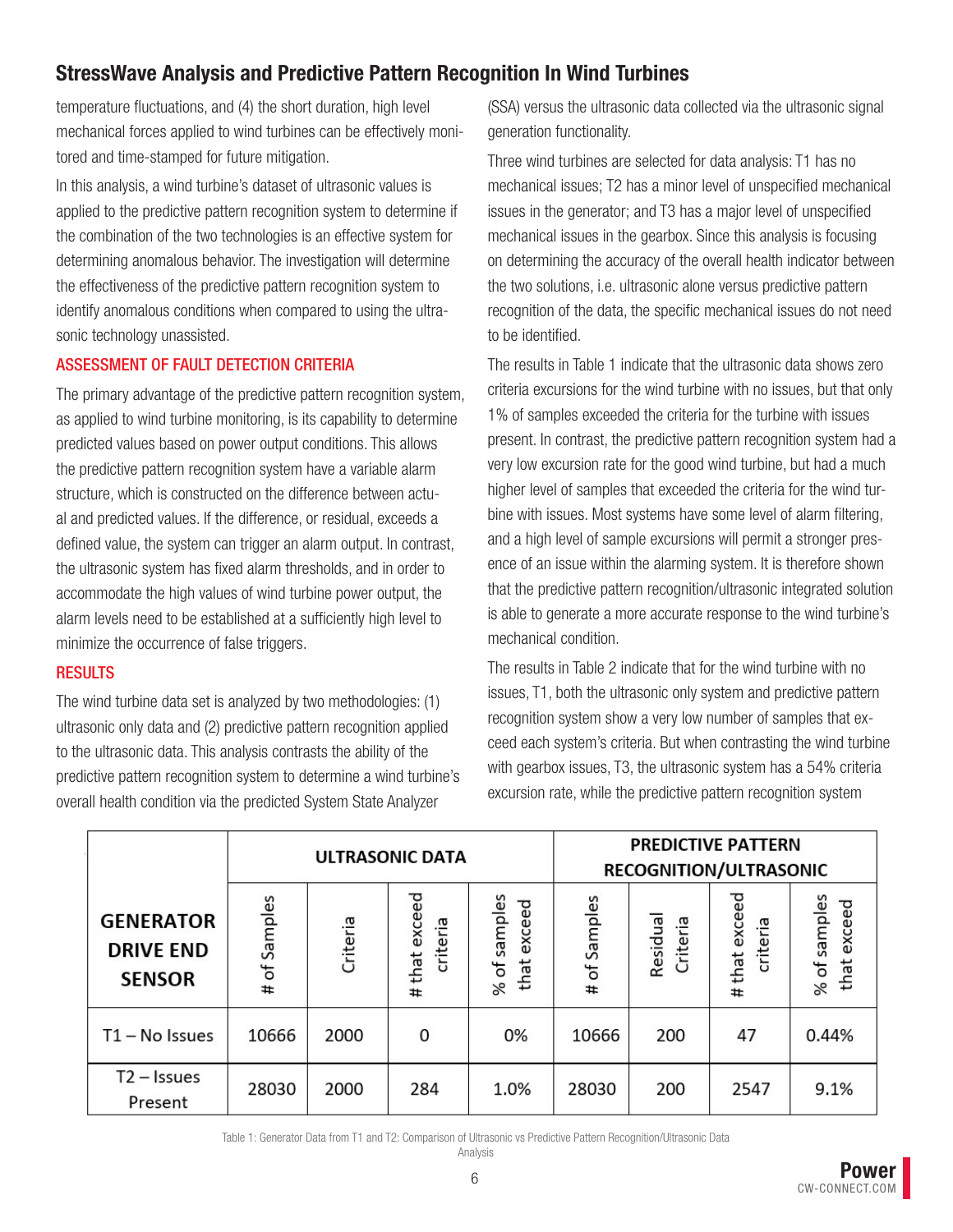temperature fluctuations, and (4) the short duration, high level mechanical forces applied to wind turbines can be effectively monitored and time-stamped for future mitigation.

In this analysis, a wind turbine's dataset of ultrasonic values is applied to the predictive pattern recognition system to determine if the combination of the two technologies is an effective system for determining anomalous behavior. The investigation will determine the effectiveness of the predictive pattern recognition system to identify anomalous conditions when compared to using the ultrasonic technology unassisted.

### ASSESSMENT OF FAULT DETECTION CRITERIA

The primary advantage of the predictive pattern recognition system, as applied to wind turbine monitoring, is its capability to determine predicted values based on power output conditions. This allows the predictive pattern recognition system have a variable alarm structure, which is constructed on the difference between actual and predicted values. If the difference, or residual, exceeds a defined value, the system can trigger an alarm output. In contrast, the ultrasonic system has fixed alarm thresholds, and in order to accommodate the high values of wind turbine power output, the alarm levels need to be established at a sufficiently high level to minimize the occurrence of false triggers.

### RESULTS

The wind turbine data set is analyzed by two methodologies: (1) ultrasonic only data and (2) predictive pattern recognition applied to the ultrasonic data. This analysis contrasts the ability of the predictive pattern recognition system to determine a wind turbine's overall health condition via the predicted System State Analyzer (SSA) versus the ultrasonic data collected via the ultrasonic signal generation functionality.

Three wind turbines are selected for data analysis: T1 has no mechanical issues; T2 has a minor level of unspecified mechanical issues in the generator; and T3 has a major level of unspecified mechanical issues in the gearbox. Since this analysis is focusing on determining the accuracy of the overall health indicator between the two solutions, i.e. ultrasonic alone versus predictive pattern recognition of the data, the specific mechanical issues do not need to be identified.

The results in Table 1 indicate that the ultrasonic data shows zero criteria excursions for the wind turbine with no issues, but that only 1% of samples exceeded the criteria for the turbine with issues present. In contrast, the predictive pattern recognition system had a very low excursion rate for the good wind turbine, but had a much higher level of samples that exceeded the criteria for the wind turbine with issues. Most systems have some level of alarm filtering, and a high level of sample excursions will permit a stronger presence of an issue within the alarming system. It is therefore shown that the predictive pattern recognition/ultrasonic integrated solution is able to generate a more accurate response to the wind turbine's mechanical condition.

The results in Table 2 indicate that for the wind turbine with no issues, T1, both the ultrasonic only system and predictive pattern recognition system show a very low number of samples that exceed each system's criteria. But when contrasting the wind turbine with gearbox issues, T3, the ultrasonic system has a 54% criteria excursion rate, while the predictive pattern recognition system

| GENERATOR DRIVE END SENSOR | ULTRASONIC DATA | | | | PREDICTIVE PATTERN RECOGNITION/ULTRASONIC | | | |
|---|---|---|---|---|---|---|---|---|
| | # of Samples | Criteria | # that exceed criteria | % of samples that exceed | # of Samples | Residual Criteria | # that exceed criteria | % of samples that exceed |
| T1 – No Issues | 10666 | 2000 | 0 | 0% | 10666 | 200 | 47 | 0.44% |
| T2 – Issues Present | 28030 | 2000 | 284 | 1.0% | 28030 | 200 | 2547 | 9.1% |

Table 1: Generator Data from T1 and T2: Comparison of Ultrasonic vs Predictive Pattern Recognition/Ultrasonic Data Analysis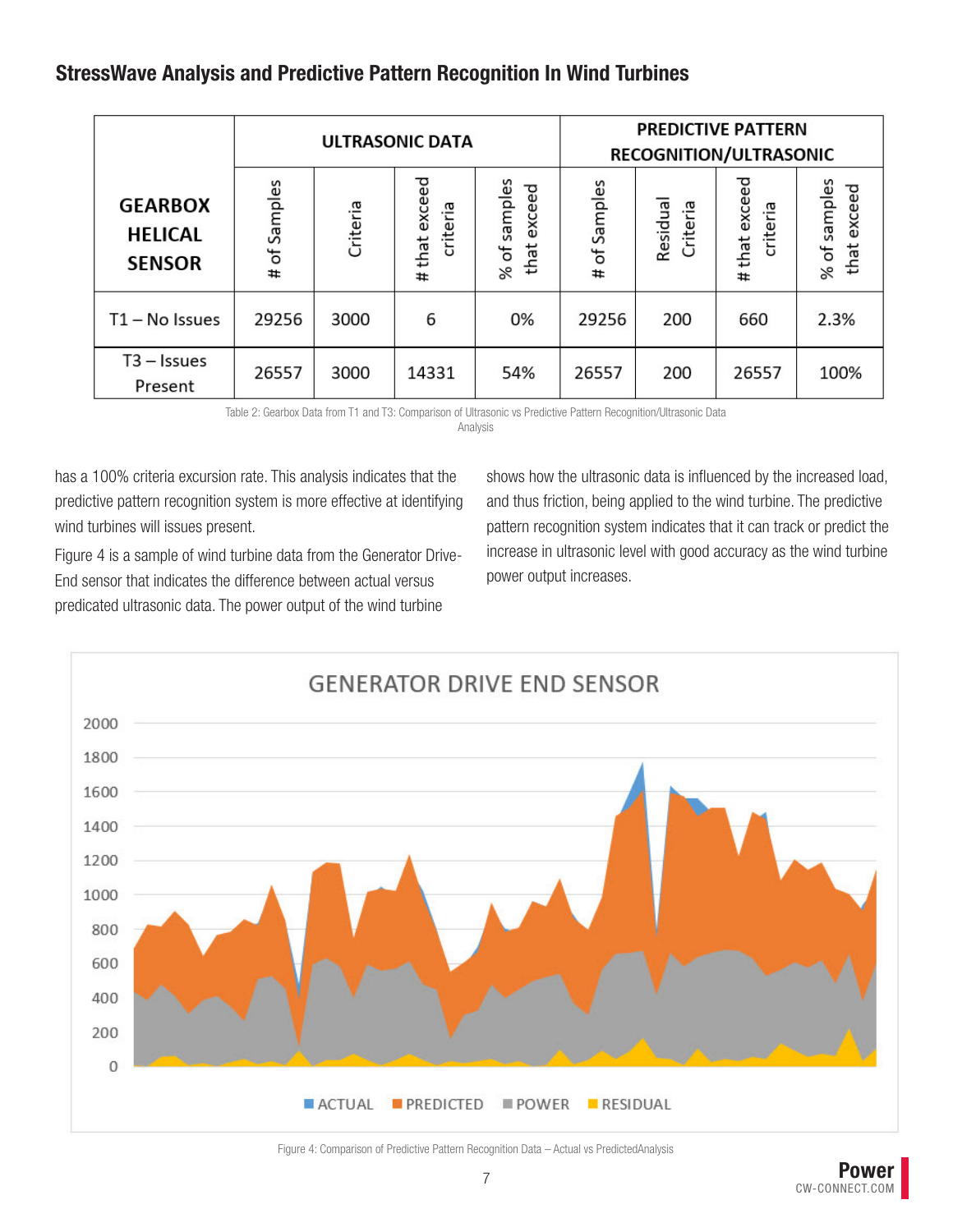## StressWave Analysis and Predictive Pattern Recognition In Wind Turbines

| GEARBOX HELICAL SENSOR | ULTRASONIC DATA | | | | PREDICTIVE PATTERN RECOGNITION/ULTRASONIC | | | |
|---|---|---|---|---|---|---|---|---|
| | # of Samples | Criteria | # that exceed criteria | % of samples that exceed | # of Samples | Residual Criteria | # that exceed criteria | % of samples that exceed |
| T1 – No Issues | 29256 | 3000 | 6 | 0% | 29256 | 200 | 660 | 2.3% |
| T3 – Issues Present | 26557 | 3000 | 14331 | 54% | 26557 | 200 | 26557 | 100% |

Table 2: Gearbox Data from T1 and T3: Comparison of Ultrasonic vs Predictive Pattern Recognition/Ultrasonic Data Analysis

has a 100% criteria excursion rate. This analysis indicates that the predictive pattern recognition system is more effective at identifying wind turbines will issues present.

Figure 4 is a sample of wind turbine data from the Generator Drive-End sensor that indicates the difference between actual versus predicated ultrasonic data. The power output of the wind turbine shows how the ultrasonic data is influenced by the increased load, and thus friction, being applied to the wind turbine. The predictive pattern recognition system indicates that it can track or predict the increase in ultrasonic level with good accuracy as the wind turbine power output increases.

Figure 4: Comparison of Predictive Pattern Recognition Data – Actual vs PredictedAnalysis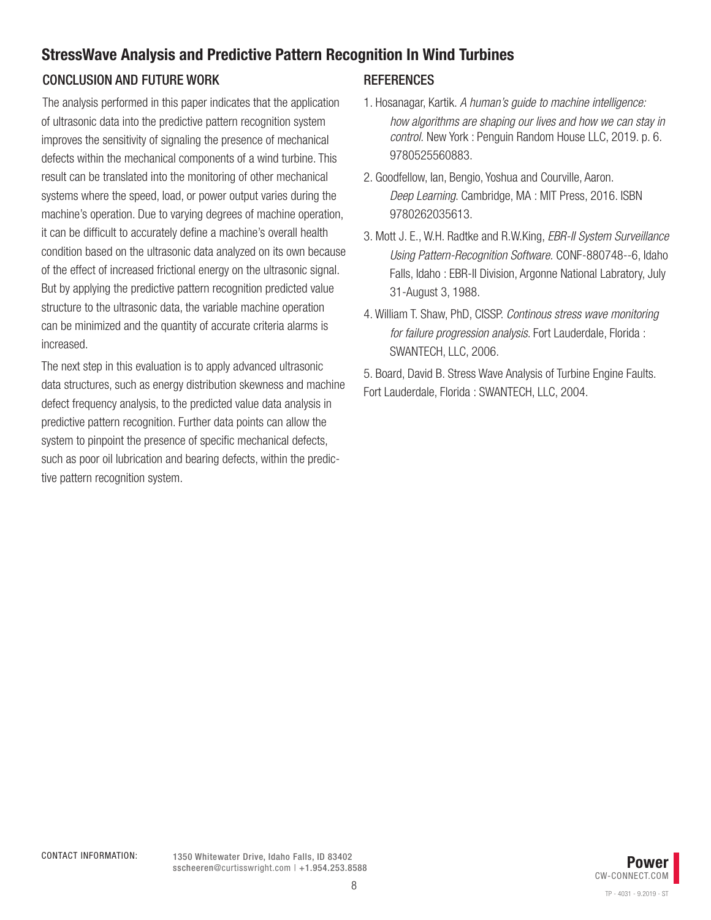## CONCLUSION AND FUTURE WORK

The analysis performed in this paper indicates that the application of ultrasonic data into the predictive pattern recognition system improves the sensitivity of signaling the presence of mechanical defects within the mechanical components of a wind turbine. This result can be translated into the monitoring of other mechanical systems where the speed, load, or power output varies during the machine's operation. Due to varying degrees of machine operation, it can be difficult to accurately define a machine's overall health condition based on the ultrasonic data analyzed on its own because of the effect of increased frictional energy on the ultrasonic signal. But by applying the predictive pattern recognition predicted value structure to the ultrasonic data, the variable machine operation can be minimized and the quantity of accurate criteria alarms is increased.

The next step in this evaluation is to apply advanced ultrasonic data structures, such as energy distribution skewness and machine defect frequency analysis, to the predicted value data analysis in predictive pattern recognition. Further data points can allow the system to pinpoint the presence of specific mechanical defects, such as poor oil lubrication and bearing defects, within the predictive pattern recognition system.

## REFERENCES

1. Hosanagar, Kartik. *A human's guide to machine intelligence: how algorithms are shaping our lives and how we can stay in control.* New York : Penguin Random House LLC, 2019. p. 6. 9780525560883.
2. Goodfellow, Ian, Bengio, Yoshua and Courville, Aaron. *Deep Learning.* Cambridge, MA : MIT Press, 2016. ISBN 9780262035613.
3. Mott J. E., W.H. Radtke and R.W.King, *EBR-II System Surveillance Using Pattern-Recognition Software.* CONF-880748--6, Idaho Falls, Idaho : EBR-II Division, Argonne National Labratory, July 31-August 3, 1988.
4. William T. Shaw, PhD, CISSP. *Continous stress wave monitoring for failure progression analysis.* Fort Lauderdale, Florida : SWANTECH, LLC, 2006.
5. Board, David B. Stress Wave Analysis of Turbine Engine Faults. Fort Lauderdale, Florida : SWANTECH, LLC, 2004.

CONTACT INFORMATION: 1350 Whitewater Drive, Idaho Falls, ID 83402
sscheeren@curtisswright.com | +1.954.253.8588

Power
CW-CONNECT.COM

TP - 4031 - 9.2019 - ST